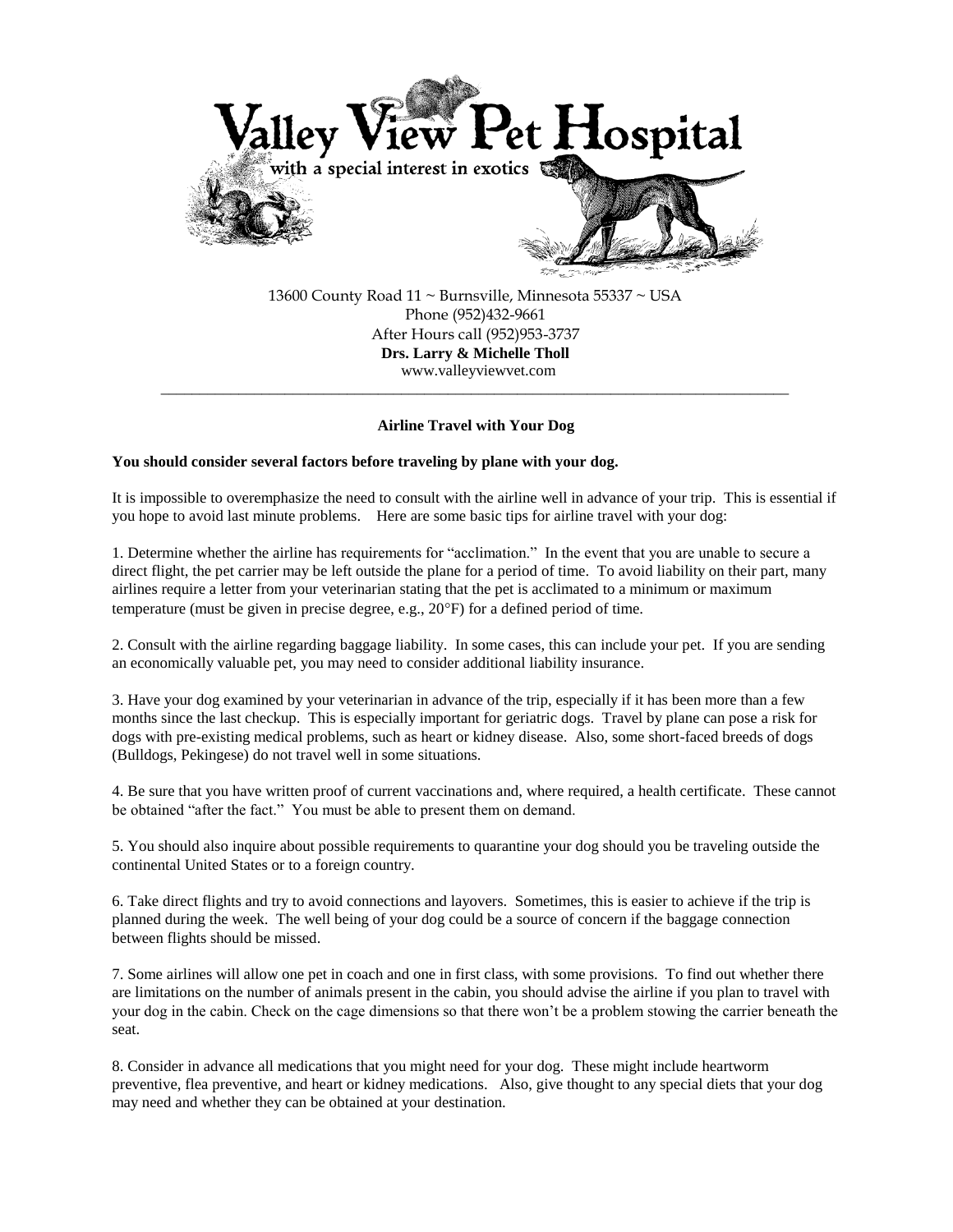# Valley View Pet Hospital

with a special interest in exotics

13600 County Road 11 ~ Burnsville, Minnesota 55337 ~ USA
Phone (952)432-9661
After Hours call (952)953-3737
**Drs. Larry & Michelle Tholl**
www.valleyviewvet.com

---

## Airline Travel with Your Dog

**You should consider several factors before traveling by plane with your dog.**

It is impossible to overemphasize the need to consult with the airline well in advance of your trip. This is essential if you hope to avoid last minute problems. Here are some basic tips for airline travel with your dog:

1. Determine whether the airline has requirements for "acclimation." In the event that you are unable to secure a direct flight, the pet carrier may be left outside the plane for a period of time. To avoid liability on their part, many airlines require a letter from your veterinarian stating that the pet is acclimated to a minimum or maximum temperature (must be given in precise degree, e.g., 20°F) for a defined period of time.

2. Consult with the airline regarding baggage liability. In some cases, this can include your pet. If you are sending an economically valuable pet, you may need to consider additional liability insurance.

3. Have your dog examined by your veterinarian in advance of the trip, especially if it has been more than a few months since the last checkup. This is especially important for geriatric dogs. Travel by plane can pose a risk for dogs with pre-existing medical problems, such as heart or kidney disease. Also, some short-faced breeds of dogs (Bulldogs, Pekingese) do not travel well in some situations.

4. Be sure that you have written proof of current vaccinations and, where required, a health certificate. These cannot be obtained "after the fact." You must be able to present them on demand.

5. You should also inquire about possible requirements to quarantine your dog should you be traveling outside the continental United States or to a foreign country.

6. Take direct flights and try to avoid connections and layovers. Sometimes, this is easier to achieve if the trip is planned during the week. The well being of your dog could be a source of concern if the baggage connection between flights should be missed.

7. Some airlines will allow one pet in coach and one in first class, with some provisions. To find out whether there are limitations on the number of animals present in the cabin, you should advise the airline if you plan to travel with your dog in the cabin. Check on the cage dimensions so that there won't be a problem stowing the carrier beneath the seat.

8. Consider in advance all medications that you might need for your dog. These might include heartworm preventive, flea preventive, and heart or kidney medications. Also, give thought to any special diets that your dog may need and whether they can be obtained at your destination.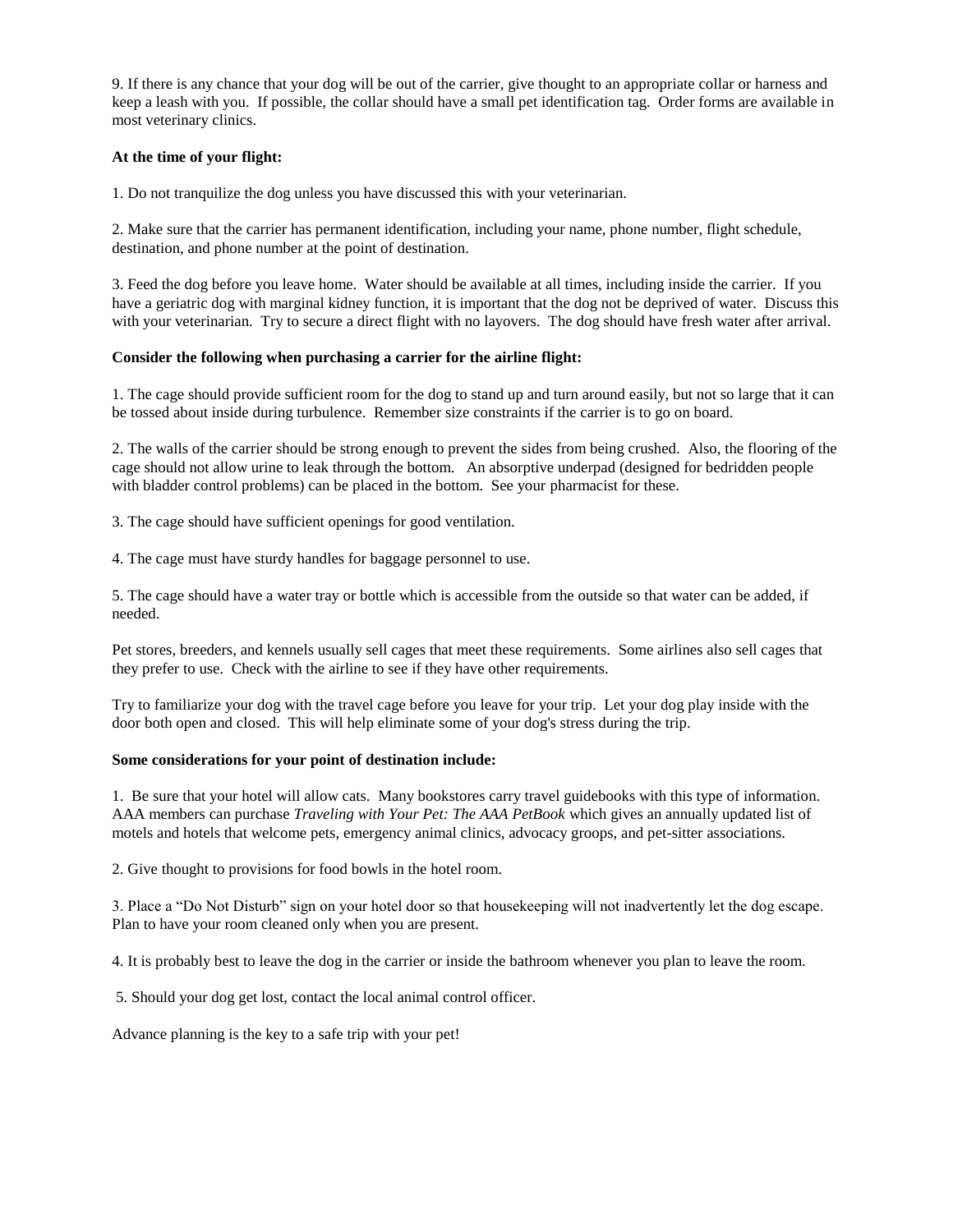9. If there is any chance that your dog will be out of the carrier, give thought to an appropriate collar or harness and keep a leash with you. If possible, the collar should have a small pet identification tag. Order forms are available in most veterinary clinics.

**At the time of your flight:**

1. Do not tranquilize the dog unless you have discussed this with your veterinarian.

2. Make sure that the carrier has permanent identification, including your name, phone number, flight schedule, destination, and phone number at the point of destination.

3. Feed the dog before you leave home. Water should be available at all times, including inside the carrier. If you have a geriatric dog with marginal kidney function, it is important that the dog not be deprived of water. Discuss this with your veterinarian. Try to secure a direct flight with no layovers. The dog should have fresh water after arrival.

**Consider the following when purchasing a carrier for the airline flight:**

1. The cage should provide sufficient room for the dog to stand up and turn around easily, but not so large that it can be tossed about inside during turbulence. Remember size constraints if the carrier is to go on board.

2. The walls of the carrier should be strong enough to prevent the sides from being crushed. Also, the flooring of the cage should not allow urine to leak through the bottom. An absorptive underpad (designed for bedridden people with bladder control problems) can be placed in the bottom. See your pharmacist for these.

3. The cage should have sufficient openings for good ventilation.

4. The cage must have sturdy handles for baggage personnel to use.

5. The cage should have a water tray or bottle which is accessible from the outside so that water can be added, if needed.

Pet stores, breeders, and kennels usually sell cages that meet these requirements. Some airlines also sell cages that they prefer to use. Check with the airline to see if they have other requirements.

Try to familiarize your dog with the travel cage before you leave for your trip. Let your dog play inside with the door both open and closed. This will help eliminate some of your dog's stress during the trip.

**Some considerations for your point of destination include:**

1. Be sure that your hotel will allow cats. Many bookstores carry travel guidebooks with this type of information. AAA members can purchase *Traveling with Your Pet: The AAA PetBook* which gives an annually updated list of motels and hotels that welcome pets, emergency animal clinics, advocacy groops, and pet-sitter associations.

2. Give thought to provisions for food bowls in the hotel room.

3. Place a "Do Not Disturb" sign on your hotel door so that housekeeping will not inadvertently let the dog escape. Plan to have your room cleaned only when you are present.

4. It is probably best to leave the dog in the carrier or inside the bathroom whenever you plan to leave the room.

5. Should your dog get lost, contact the local animal control officer.

Advance planning is the key to a safe trip with your pet!